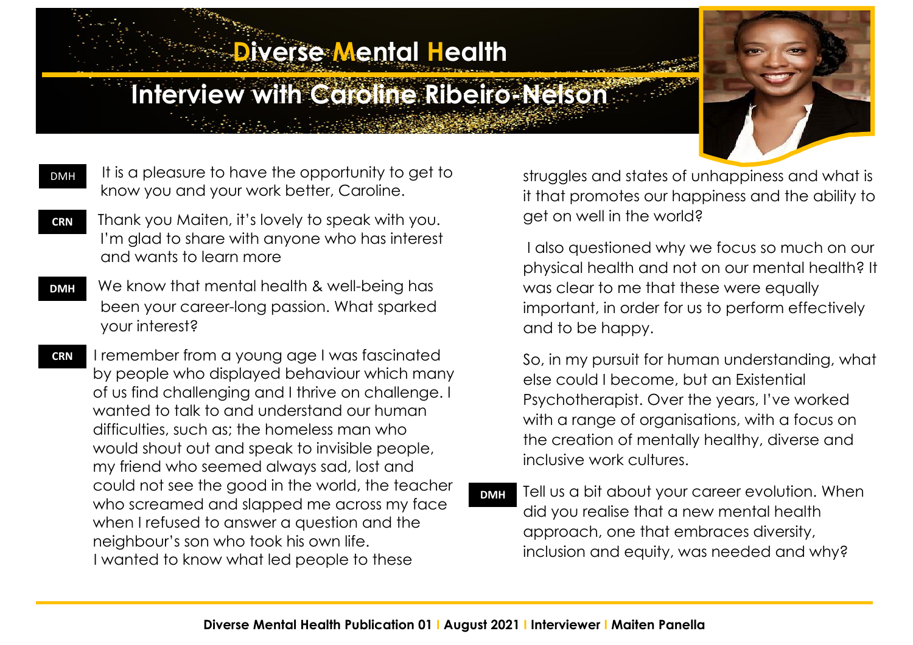# Diverse Mental Health

## Interview with Caroline Ribeiro-Nelson

**DMH** It is a pleasure to have the opportunity to get to know you and your work better, Caroline.

**CRN** Thank you Maiten, it's lovely to speak with you. I'm glad to share with anyone who has interest and wants to learn more

**DMH** We know that mental health & well-being has been your career-long passion. What sparked your interest?

**CRN** I remember from a young age I was fascinated by people who displayed behaviour which many of us find challenging and I thrive on challenge. I wanted to talk to and understand our human difficulties, such as; the homeless man who would shout out and speak to invisible people, my friend who seemed always sad, lost and could not see the good in the world, the teacher who screamed and slapped me across my face when I refused to answer a question and the neighbour's son who took his own life.
I wanted to know what led people to these struggles and states of unhappiness and what is it that promotes our happiness and the ability to get on well in the world?

I also questioned why we focus so much on our physical health and not on our mental health? It was clear to me that these were equally important, in order for us to perform effectively and to be happy.

So, in my pursuit for human understanding, what else could I become, but an Existential Psychotherapist. Over the years, I've worked with a range of organisations, with a focus on the creation of mentally healthy, diverse and inclusive work cultures.

**DMH** Tell us a bit about your career evolution. When did you realise that a new mental health approach, one that embraces diversity, inclusion and equity, was needed and why?

**Diverse Mental Health Publication 01 | August 2021 | Interviewer | Maiten Panella**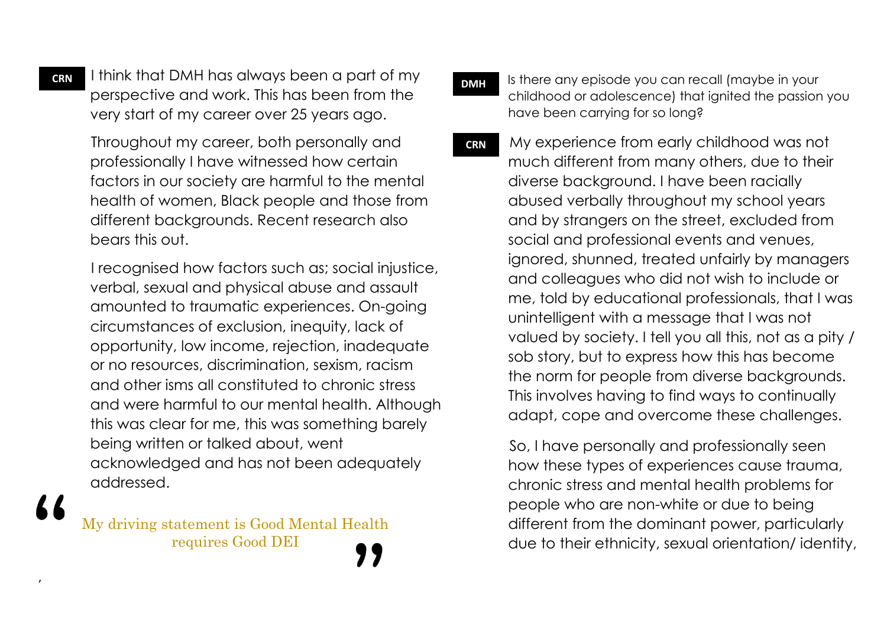**CRN** I think that DMH has always been a part of my perspective and work. This has been from the very start of my career over 25 years ago.

Throughout my career, both personally and professionally I have witnessed how certain factors in our society are harmful to the mental health of women, Black people and those from different backgrounds. Recent research also bears this out.

I recognised how factors such as; social injustice, verbal, sexual and physical abuse and assault amounted to traumatic experiences. On-going circumstances of exclusion, inequity, lack of opportunity, low income, rejection, inadequate or no resources, discrimination, sexism, racism and other isms all constituted to chronic stress and were harmful to our mental health. Although this was clear for me, this was something barely being written or talked about, went acknowledged and has not been adequately addressed.

> "My driving statement is Good Mental Health requires Good DEI"

**DMH** Is there any episode you can recall (maybe in your childhood or adolescence) that ignited the passion you have been carrying for so long?

**CRN** My experience from early childhood was not much different from many others, due to their diverse background. I have been racially abused verbally throughout my school years and by strangers on the street, excluded from social and professional events and venues, ignored, shunned, treated unfairly by managers and colleagues who did not wish to include or me, told by educational professionals, that I was unintelligent with a message that I was not valued by society. I tell you all this, not as a pity / sob story, but to express how this has become the norm for people from diverse backgrounds. This involves having to find ways to continually adapt, cope and overcome these challenges.

So, I have personally and professionally seen how these types of experiences cause trauma, chronic stress and mental health problems for people who are non-white or due to being different from the dominant power, particularly due to their ethnicity, sexual orientation/ identity,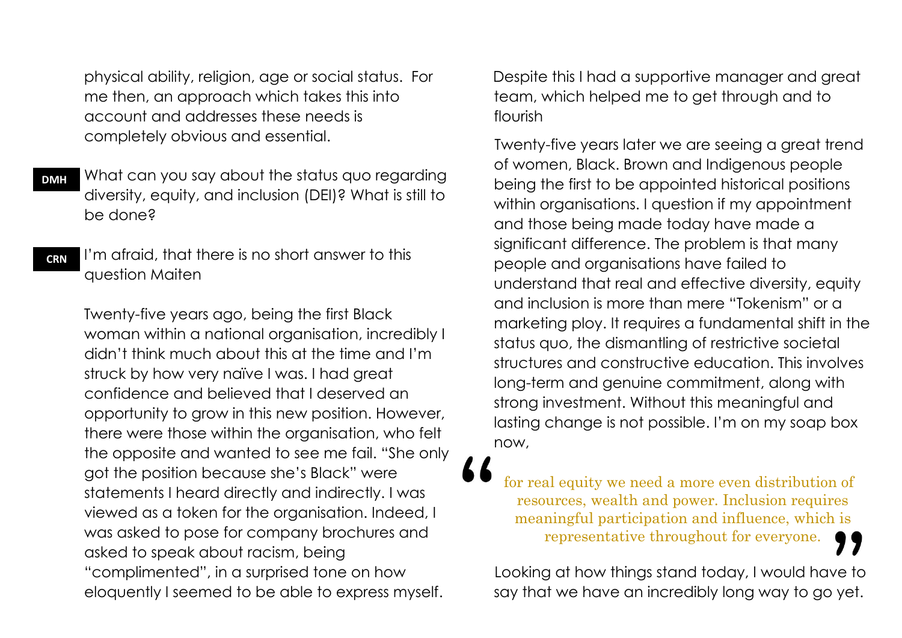physical ability, religion, age or social status.  For me then, an approach which takes this into account and addresses these needs is completely obvious and essential.

**DMH** What can you say about the status quo regarding diversity, equity, and inclusion (DEI)? What is still to be done?

**CRN** I'm afraid, that there is no short answer to this question Maiten

Twenty-five years ago, being the first Black woman within a national organisation, incredibly I didn't think much about this at the time and I'm struck by how very naïve I was. I had great confidence and believed that I deserved an opportunity to grow in this new position. However, there were those within the organisation, who felt the opposite and wanted to see me fail. "She only got the position because she's Black" were statements I heard directly and indirectly. I was viewed as a token for the organisation. Indeed, I was asked to pose for company brochures and asked to speak about racism, being "complimented", in a surprised tone on how eloquently I seemed to be able to express myself.

Despite this I had a supportive manager and great team, which helped me to get through and to flourish

Twenty-five years later we are seeing a great trend of women, Black. Brown and Indigenous people being the first to be appointed historical positions within organisations. I question if my appointment and those being made today have made a significant difference. The problem is that many people and organisations have failed to understand that real and effective diversity, equity and inclusion is more than mere "Tokenism" or a marketing ploy. It requires a fundamental shift in the status quo, the dismantling of restrictive societal structures and constructive education. This involves long-term and genuine commitment, along with strong investment. Without this meaningful and lasting change is not possible. I'm on my soap box now,

> "for real equity we need a more even distribution of resources, wealth and power. Inclusion requires meaningful participation and influence, which is representative throughout for everyone."

Looking at how things stand today, I would have to say that we have an incredibly long way to go yet.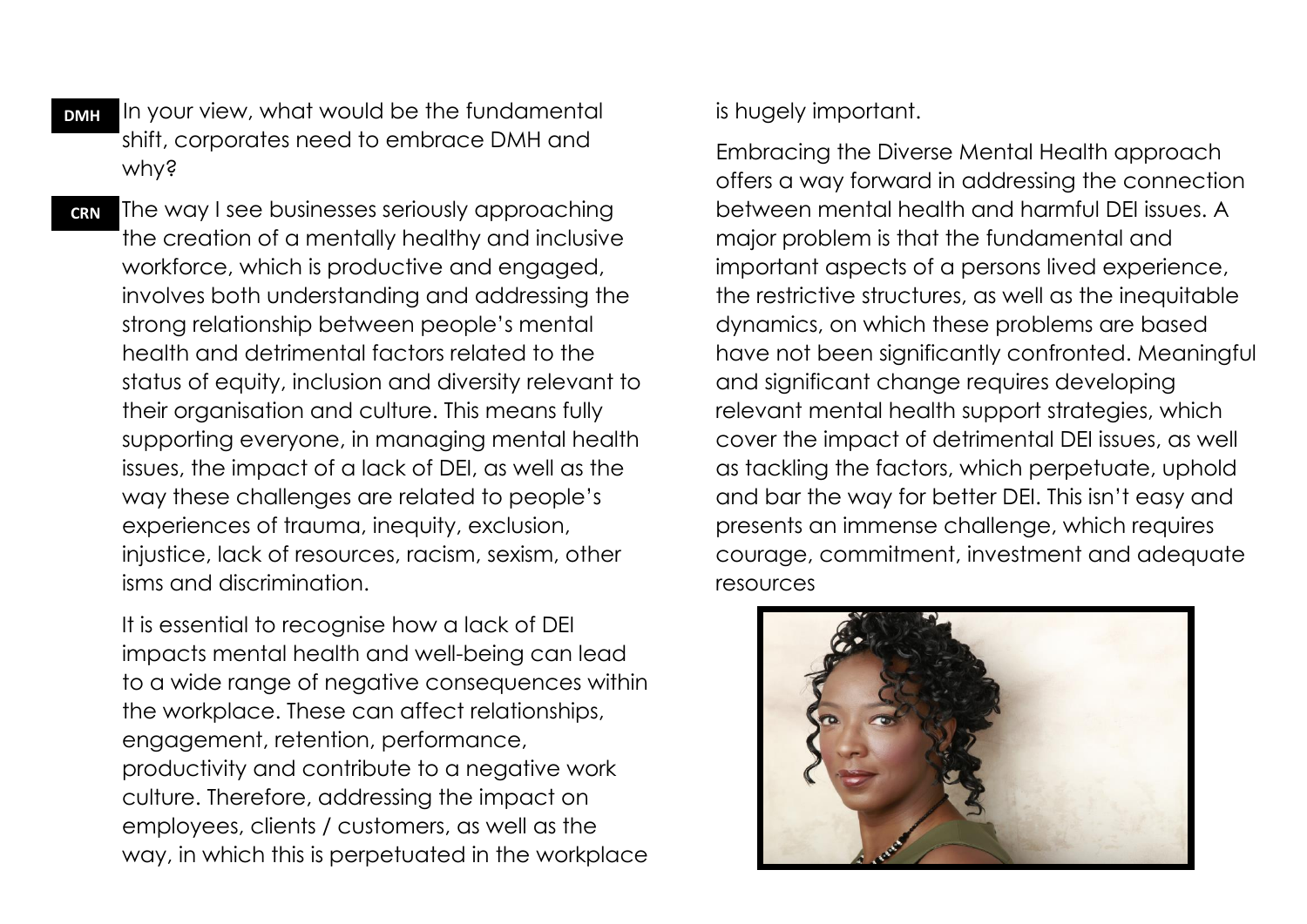**DMH** In your view, what would be the fundamental shift, corporates need to embrace DMH and why?

**CRN** The way I see businesses seriously approaching the creation of a mentally healthy and inclusive workforce, which is productive and engaged, involves both understanding and addressing the strong relationship between people's mental health and detrimental factors related to the status of equity, inclusion and diversity relevant to their organisation and culture. This means fully supporting everyone, in managing mental health issues, the impact of a lack of DEI, as well as the way these challenges are related to people's experiences of trauma, inequity, exclusion, injustice, lack of resources, racism, sexism, other isms and discrimination.

It is essential to recognise how a lack of DEI impacts mental health and well-being can lead to a wide range of negative consequences within the workplace. These can affect relationships, engagement, retention, performance, productivity and contribute to a negative work culture. Therefore, addressing the impact on employees, clients / customers, as well as the way, in which this is perpetuated in the workplace is hugely important.

Embracing the Diverse Mental Health approach offers a way forward in addressing the connection between mental health and harmful DEI issues. A major problem is that the fundamental and important aspects of a persons lived experience, the restrictive structures, as well as the inequitable dynamics, on which these problems are based have not been significantly confronted. Meaningful and significant change requires developing relevant mental health support strategies, which cover the impact of detrimental DEI issues, as well as tackling the factors, which perpetuate, uphold and bar the way for better DEI. This isn't easy and presents an immense challenge, which requires courage, commitment, investment and adequate resources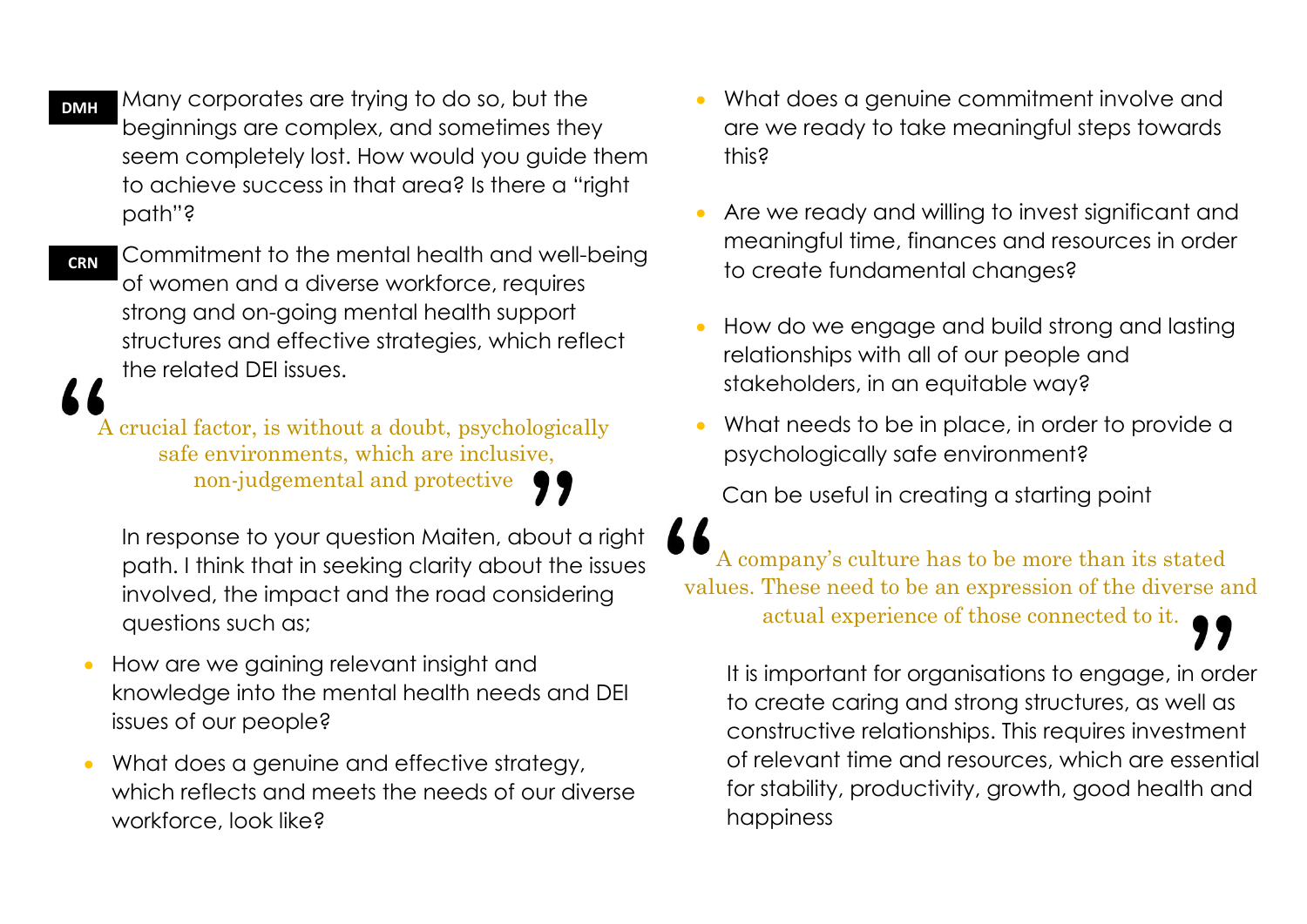**DMH** Many corporates are trying to do so, but the beginnings are complex, and sometimes they seem completely lost. How would you guide them to achieve success in that area? Is there a "right path"?

**CRN** Commitment to the mental health and well-being of women and a diverse workforce, requires strong and on-going mental health support structures and effective strategies, which reflect the related DEI issues.

> "A crucial factor, is without a doubt, psychologically safe environments, which are inclusive, non-judgemental and protective"

In response to your question Maiten, about a right path. I think that in seeking clarity about the issues involved, the impact and the road considering questions such as;

- How are we gaining relevant insight and knowledge into the mental health needs and DEI issues of our people?
- What does a genuine and effective strategy, which reflects and meets the needs of our diverse workforce, look like?
- What does a genuine commitment involve and are we ready to take meaningful steps towards this?
- Are we ready and willing to invest significant and meaningful time, finances and resources in order to create fundamental changes?
- How do we engage and build strong and lasting relationships with all of our people and stakeholders, in an equitable way?
- What needs to be in place, in order to provide a psychologically safe environment?

Can be useful in creating a starting point

> "A company's culture has to be more than its stated values. These need to be an expression of the diverse and actual experience of those connected to it."

It is important for organisations to engage, in order to create caring and strong structures, as well as constructive relationships. This requires investment of relevant time and resources, which are essential for stability, productivity, growth, good health and happiness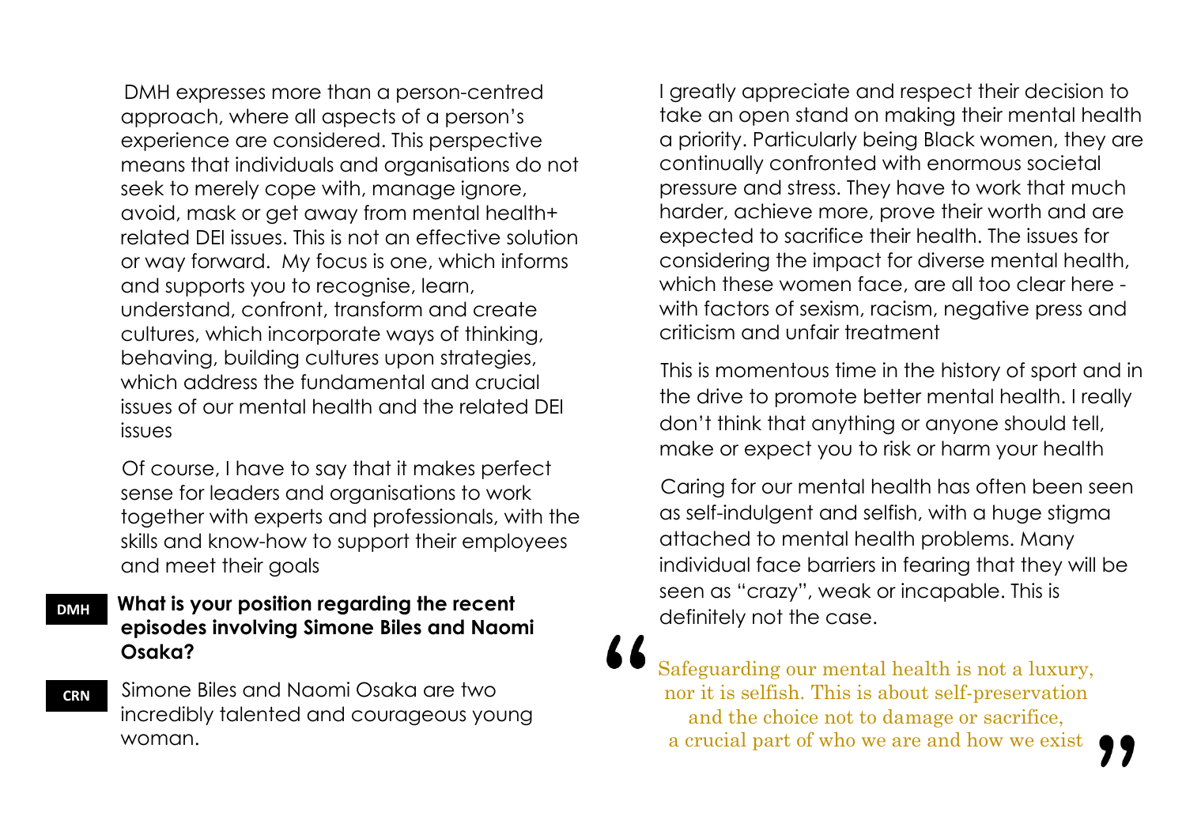DMH expresses more than a person-centred approach, where all aspects of a person's experience are considered. This perspective means that individuals and organisations do not seek to merely cope with, manage ignore, avoid, mask or get away from mental health+ related DEI issues. This is not an effective solution or way forward. My focus is one, which informs and supports you to recognise, learn, understand, confront, transform and create cultures, which incorporate ways of thinking, behaving, building cultures upon strategies, which address the fundamental and crucial issues of our mental health and the related DEI issues

Of course, I have to say that it makes perfect sense for leaders and organisations to work together with experts and professionals, with the skills and know-how to support their employees and meet their goals

**DMH** **What is your position regarding the recent episodes involving Simone Biles and Naomi Osaka?**

**CRN** Simone Biles and Naomi Osaka are two incredibly talented and courageous young woman.

I greatly appreciate and respect their decision to take an open stand on making their mental health a priority. Particularly being Black women, they are continually confronted with enormous societal pressure and stress. They have to work that much harder, achieve more, prove their worth and are expected to sacrifice their health. The issues for considering the impact for diverse mental health, which these women face, are all too clear here - with factors of sexism, racism, negative press and criticism and unfair treatment

This is momentous time in the history of sport and in the drive to promote better mental health. I really don't think that anything or anyone should tell, make or expect you to risk or harm your health

Caring for our mental health has often been seen as self-indulgent and selfish, with a huge stigma attached to mental health problems. Many individual face barriers in fearing that they will be seen as "crazy", weak or incapable. This is definitely not the case.

> "Safeguarding our mental health is not a luxury, nor it is selfish. This is about self-preservation and the choice not to damage or sacrifice, a crucial part of who we are and how we exist"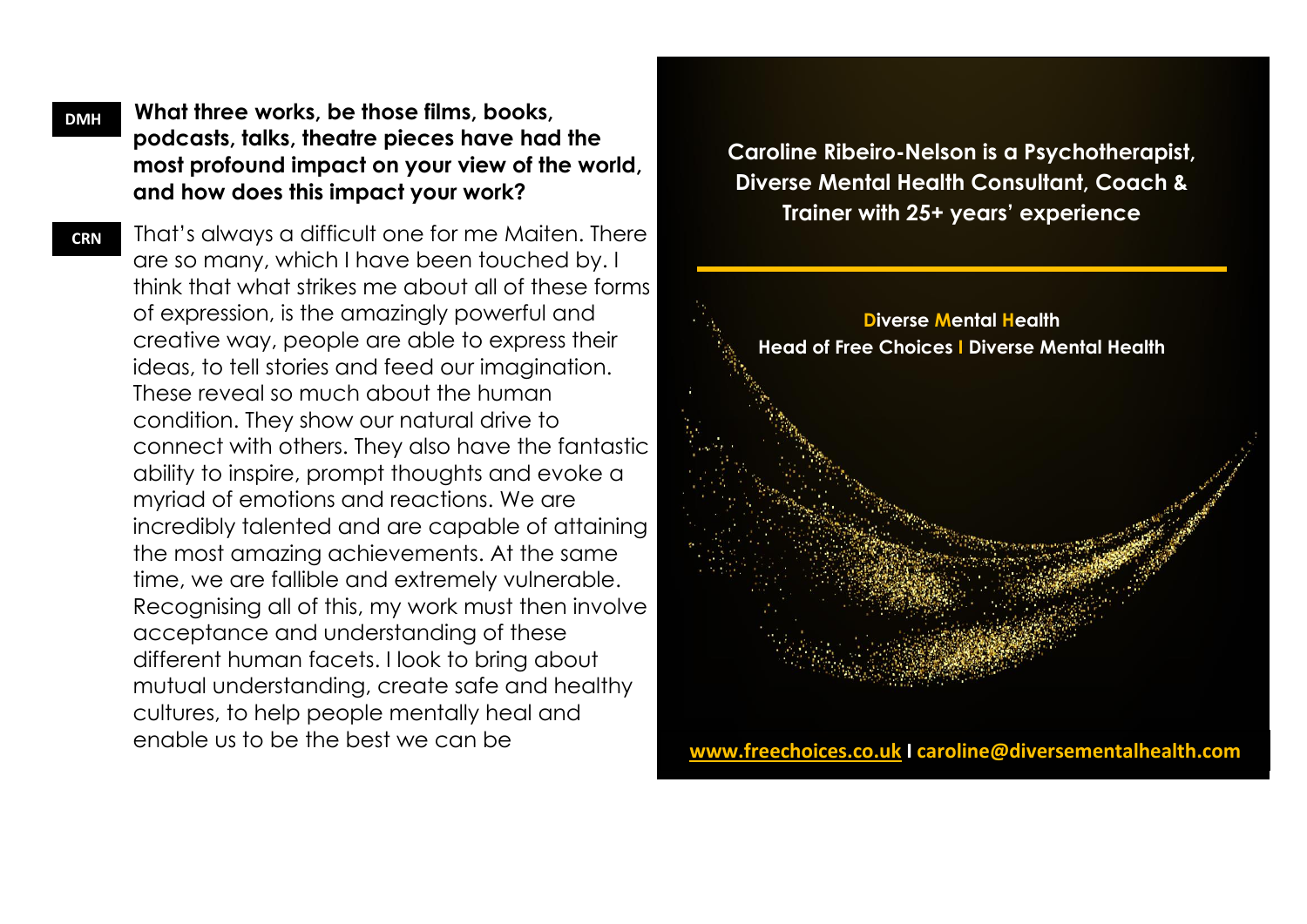**DMH** **What three works, be those films, books, podcasts, talks, theatre pieces have had the most profound impact on your view of the world, and how does this impact your work?**

**CRN** That's always a difficult one for me Maiten. There are so many, which I have been touched by. I think that what strikes me about all of these forms of expression, is the amazingly powerful and creative way, people are able to express their ideas, to tell stories and feed our imagination. These reveal so much about the human condition. They show our natural drive to connect with others. They also have the fantastic ability to inspire, prompt thoughts and evoke a myriad of emotions and reactions. We are incredibly talented and are capable of attaining the most amazing achievements. At the same time, we are fallible and extremely vulnerable. Recognising all of this, my work must then involve acceptance and understanding of these different human facets. I look to bring about mutual understanding, create safe and healthy cultures, to help people mentally heal and enable us to be the best we can be

**Caroline Ribeiro-Nelson is a Psychotherapist, Diverse Mental Health Consultant, Coach & Trainer with 25+ years' experience**

**Diverse Mental Health**
**Head of Free Choices I Diverse Mental Health**

**www.freechoices.co.uk I caroline@diversementalhealth.com**